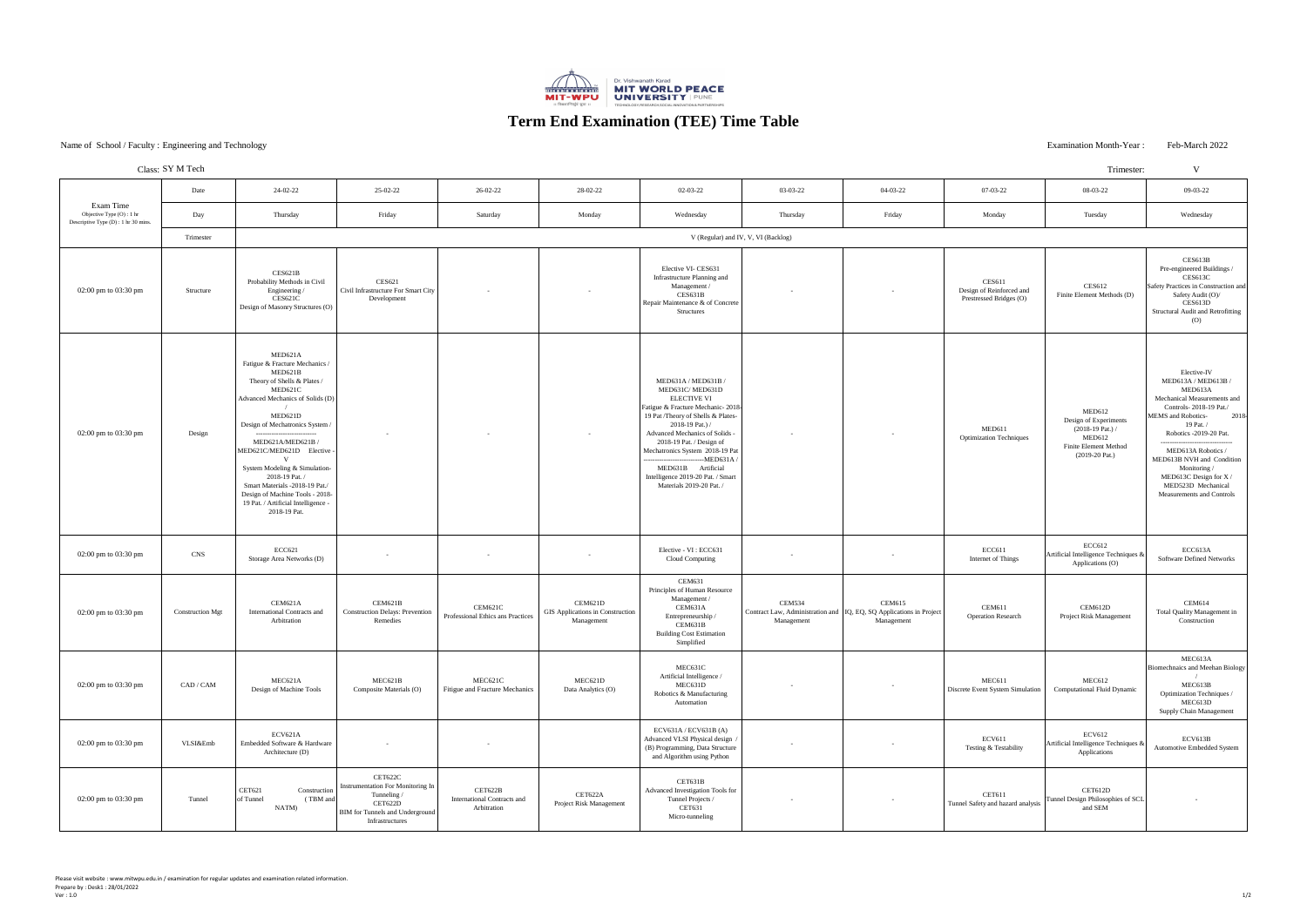Dr. Vishwanath Karad MIT WORLD PEACE UNIVERSITY | PUNE

# Term End Examination (TEE) Time Table

Name of School / Faculty : Engineering and Technology

Examination Month-Year : Feb-March 2022

Class: SY M Tech

Trimester: V

| Exam Time<br>Objective Type (O) : 1 hr<br>Descriptive Type (D) : 1 hr 30 mins. | Date | 24-02-22 | 25-02-22 | 26-02-22 | 28-02-22 | 02-03-22 | 03-03-22 | 04-03-22 | 07-03-22 | 08-03-22 | 09-03-22 |
|---|---|---|---|---|---|---|---|---|---|---|---|
| | Day | Thursday | Friday | Saturday | Monday | Wednesday | Thursday | Friday | Monday | Tuesday | Wednesday |
| | Trimester | V (Regular) and IV, V, VI (Backlog) | | | | | | | | | |
| 02:00 pm to 03:30 pm | Structure | CES621B Probability Methods in Civil Engineering / CES621C Design of Masonry Structures (O) | CES621 Civil Infrastructure For Smart City Development | - | - | Elective VI- CES631 Infrastructure Planning and Management / CES631B Repair Maintenance & of Concrete Structures | - | - | CES611 Design of Reinforced and Prestressed Bridges (O) | CES612 Finite Element Methods (D) | CES613B Pre-engineered Buildings / CES613C Safety Practices in Construction and Safety Audit (O)/ CES613D Structural Audit and Retrofitting (O) |
| 02:00 pm to 03:30 pm | Design | MED621A Fatigue & Fracture Mechanics / MED621B Theory of Shells & Plates / MED621C Advanced Mechanics of Solids (D) / MED621D Design of Mechatronics System / ---------------------------- MED621A/MED621B / MED621C/MED621D Elective - V System Modeling & Simulation- 2018-19 Pat. / Smart Materials -2018-19 Pat./ Design of Machine Tools - 2018-19 Pat. / Artificial Intelligence - 2018-19 Pat. | - | - | - | MED631A / MED631B / MED631C/ MED631D ELECTIVE VI Fatigue & Fracture Mechanic- 2018-19 Pat /Theory of Shells & Plates- 2018-19 Pat.) / Advanced Mechanics of Solids - 2018-19 Pat. / Design of Mechatronics System 2018-19 Pat ---------------------------MED631A / MED631B Artificial Intelligence 2019-20 Pat. / Smart Materials 2019-20 Pat. / | - | - | MED611 Optimization Techniques | MED612 Design of Experiments (2018-19 Pat.) / MED612 Finite Element Method (2019-20 Pat.) | Elective-IV MED613A / MED613B / MED613A Mechanical Measurements and Controls- 2018-19 Pat./ MEMS and Robotics- 2018-19 Pat. / Robotics -2019-20 Pat. ---------------------------- MED613A Robotics / MED613B NVH and Condition Monitoring / MED613C Design for X / MED523D Mechanical Measurements and Controls |
| 02:00 pm to 03:30 pm | CNS | ECC621 Storage Area Networks (D) | - | - | - | Elective - VI : ECC631 Cloud Computing | - | - | ECC611 Internet of Things | ECC612 Artificial Intelligence Techniques & Applications (O) | ECC613A Software Defined Networks |
| 02:00 pm to 03:30 pm | Construction Mgt | CEM621A International Contracts and Arbitration | CEM621B Construction Delays: Prevention Remedies | CEM621C Professional Ethics ans Practices | CEM621D GIS Applications in Construction Management | CEM631 Principles of Human Resource Management / CEM631A Entrepreneurship / CEM631B Building Cost Estimation Simplified | CEM534 Contract Law, Administration and Management | CEM615 IQ, EQ, SQ Applications in Project Management | CEM611 Operation Research | CEM612D Project Risk Management | CEM614 Total Quality Management in Construction |
| 02:00 pm to 03:30 pm | CAD / CAM | MEC621A Design of Machine Tools | MEC621B Composite Materials (O) | MEC621C Fitigue and Fracture Mechanics | MEC621D Data Analytics (O) | MEC631C Artificial Intelligence / MEC631D Robotics & Manufacturing Automation | - | - | MEC611 Discrete Event System Simulation | MEC612 Computational Fluid Dynamic | MEC613A Biomechnaics and Meehan Biology / MEC613B Optimization Techniques / MEC613D Supply Chain Management |
| 02:00 pm to 03:30 pm | VLSI&Emb | ECV621A Embedded Software & Hardware Architecture (D) | - | - | | ECV631A / ECV631B (A) Advanced VLSI Physical design / (B) Programming, Data Structure and Algorithm using Python | - | - | ECV611 Testing & Testability | ECV612 Artificial Intelligence Techniques & Applications | ECV613B Automotive Embedded System |
| 02:00 pm to 03:30 pm | Tunnel | CET621 Construction of Tunnel (TBM and NATM) | CET622C Instrumentation For Monitoring In Tunneling / CET622D BIM for Tunnels and Underground Infrastructures | CET622B International Contracts and Arbitration | CET622A Project Risk Management | CET631B Advanced Investigation Tools for Tunnel Projects / CET631 Micro-tunneling | - | - | CET611 Tunnel Safety and hazard analysis | CET612D Tunnel Design Philosophies of SCL and SEM | - |

Please visit website : www.mitwpu.edu.in / examination for regular updates and examination related information.
Prepare by : Desk1 : 28/01/2022
Ver : 1.0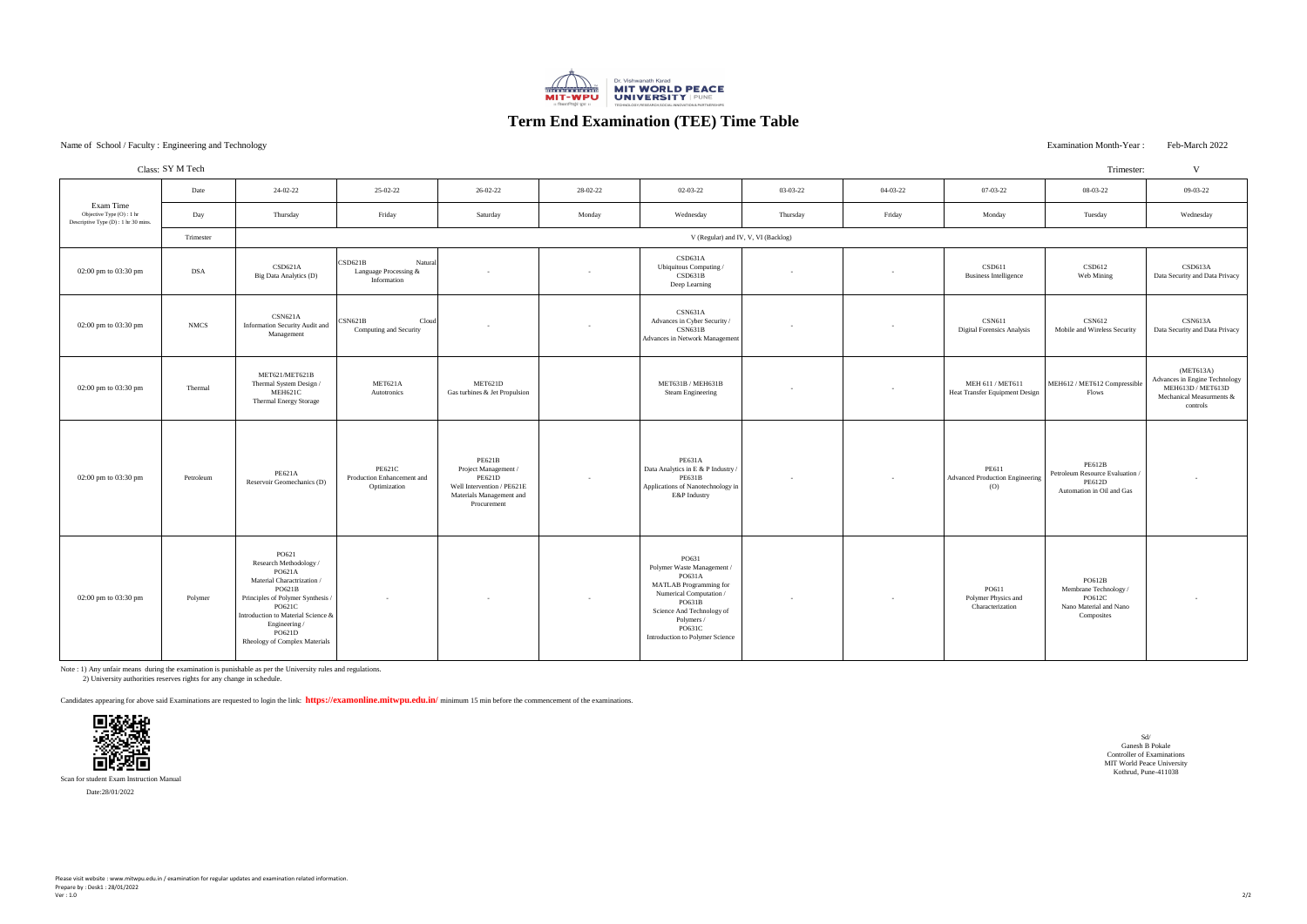# Term End Examination (TEE) Time Table

Name of School / Faculty : Engineering and Technology

Examination Month-Year : Feb-March 2022

Class: SY M Tech

Trimester: V

| Exam Time<br>Objective Type (O) : 1 hr<br>Descriptive Type (D) : 1 hr 30 mins. | Date | 24-02-22 | 25-02-22 | 26-02-22 | 28-02-22 | 02-03-22 | 03-03-22 | 04-03-22 | 07-03-22 | 08-03-22 | 09-03-22 |
|---|---|---|---|---|---|---|---|---|---|---|---|
| | Day | Thursday | Friday | Saturday | Monday | Wednesday | Thursday | Friday | Monday | Tuesday | Wednesday |
| | Trimester | V (Regular) and IV, V, VI (Backlog) | | | | | | | | | |
| 02:00 pm to 03:30 pm | DSA | CSD621A Big Data Analytics (D) | CSD621B Natural Language Processing & Information | - | - | CSD631A Ubiquitous Computing / CSD631B Deep Learning | - | - | CSD611 Business Intelligence | CSD612 Web Mining | CSD613A Data Security and Data Privacy |
| 02:00 pm to 03:30 pm | NMCS | CSN621A Information Security Audit and Management | CSN621B Cloud Computing and Security | - | - | CSN631A Advances in Cyber Security / CSN631B Advances in Network Management | - | - | CSN611 Digital Forensics Analysis | CSN612 Mobile and Wireless Security | CSN613A Data Security and Data Privacy |
| 02:00 pm to 03:30 pm | Thermal | MET621/MET621B Thermal System Design / MEH621C Thermal Energy Storage | MET621A Autotronics | MET621D Gas turbines & Jet Propulsion | | MET631B / MEH631B Steam Engineering | - | - | MEH 611 / MET611 Heat Transfer Equipment Design | MEH612 / MET612 Compressible Flows | (MET613A) Advances in Engine Technology MEH613D / MET613D Mechanical Measurments & controls |
| 02:00 pm to 03:30 pm | Petroleum | PE621A Reservoir Geomechanics (D) | PE621C Production Enhancement and Optimization | PE621B Project Management / PE621D Well Intervention / PE621E Materials Management and Procurement | - | PE631A Data Analytics in E & P Industry / PE631B Applications of Nanotechnology in E&P Industry | - | - | PE611 Advanced Production Engineering (O) | PE612B Petroleum Resource Evaluation / PE612D Automation in Oil and Gas | - |
| 02:00 pm to 03:30 pm | Polymer | PO621 Research Methodology / PO621A Material Charactrization / PO621B Principles of Polymer Synthesis / PO621C Introduction to Material Science & Engineering / PO621D Rheology of Complex Materials | - | - | - | PO631 Polymer Waste Management / PO631A MATLAB Programming for Numerical Computation / PO631B Science And Technology of Polymers / PO631C Introduction to Polymer Science | - | - | PO611 Polymer Physics and Characterization | PO612B Membrane Technology / PO612C Nano Material and Nano Composites | - |

Note : 1) Any unfair means during the examination is punishable as per the University rules and regulations.
2) University authorities reserves rights for any change in schedule.

Candidates appearing for above said Examinations are requested to login the link: **https://examonline.mitwpu.edu.in/** minimum 15 min before the commencement of the examinations.

Scan for student Exam Instruction Manual

Date:28/01/2022

Sd/
Ganesh B Pokale
Controller of Examinations
MIT World Peace University
Kothrud, Pune-411038

Please visit website : www.mitwpu.edu.in / examination for regular updates and examination related information.
Prepare by : Desk1 : 28/01/2022
Ver : 1.0